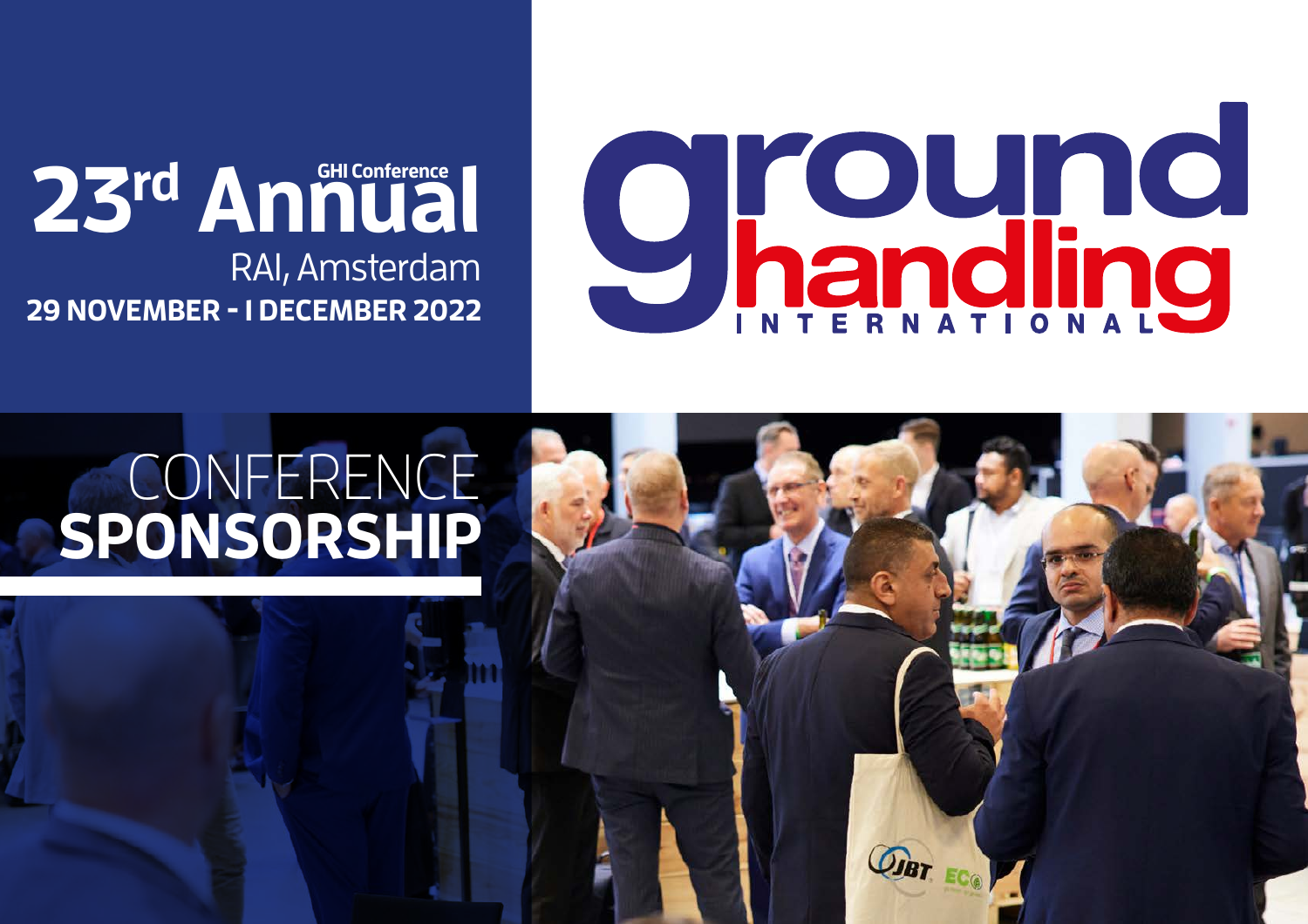# 23rd Annual GHI Conference

RAI, Amsterdam

**29 NOVEMBER - 1 DECEMBER 2022**

ground handling INTERNATIONAL

# CONFERENCE **SPONSORSHIP**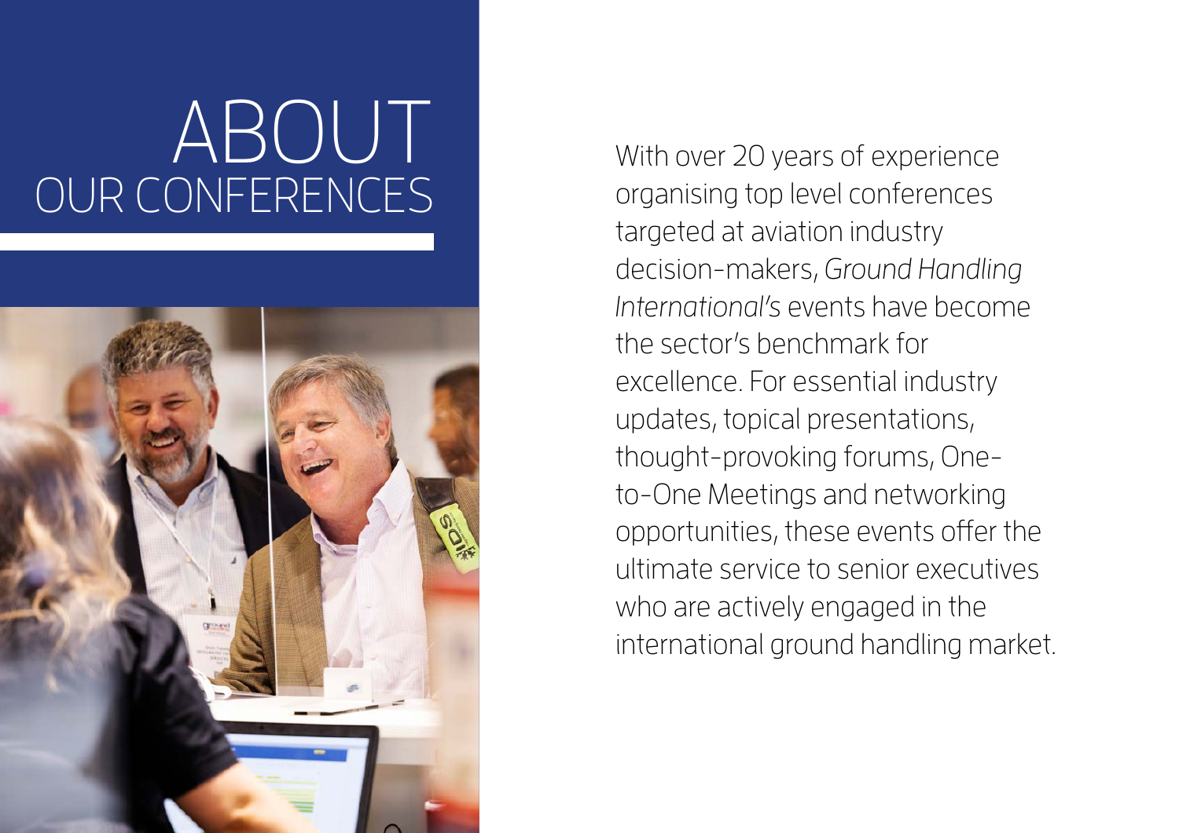# ABOUT OUR CONFERENCES

With over 20 years of experience organising top level conferences targeted at aviation industry decision-makers, *Ground Handling International's* events have become the sector's benchmark for excellence. For essential industry updates, topical presentations, thought-provoking forums, One-to-One Meetings and networking opportunities, these events offer the ultimate service to senior executives who are actively engaged in the international ground handling market.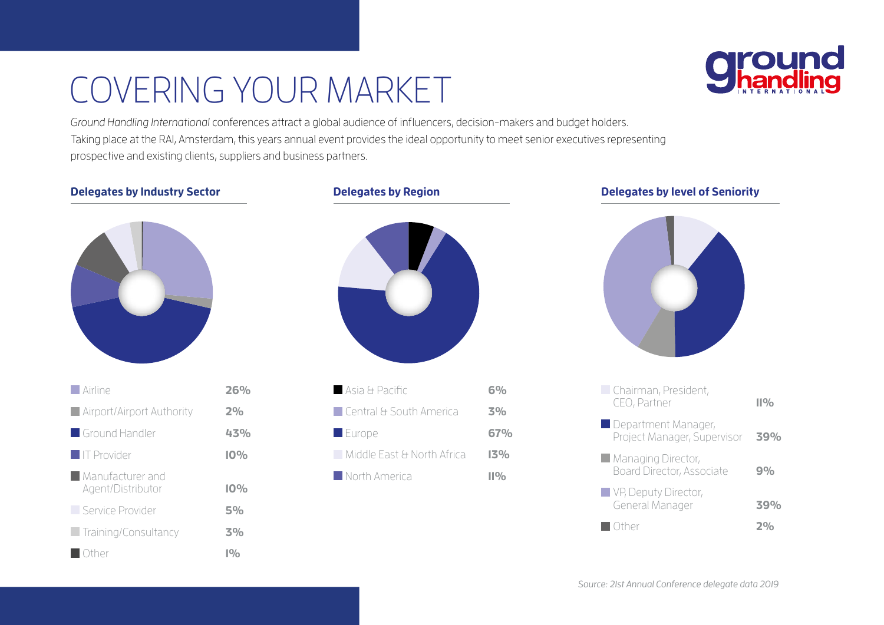# COVERING YOUR MARKET

*Ground Handling International* conferences attract a global audience of influencers, decision-makers and budget holders. Taking place at the RAI, Amsterdam, this years annual event provides the ideal opportunity to meet senior executives representing prospective and existing clients, suppliers and business partners.

### Delegates by Industry Sector

| Sector | % |
|---|---|
| Airline | 26% |
| Airport/Airport Authority | 2% |
| Ground Handler | 43% |
| IT Provider | 10% |
| Manufacturer and Agent/Distributor | 10% |
| Service Provider | 5% |
| Training/Consultancy | 3% |
| Other | 1% |

### Delegates by Region

| Region | % |
|---|---|
| Asia & Pacific | 6% |
| Central & South America | 3% |
| Europe | 67% |
| Middle East & North Africa | 13% |
| North America | 11% |

### Delegates by level of Seniority

| Seniority | % |
|---|---|
| Chairman, President, CEO, Partner | 11% |
| Department Manager, Project Manager, Supervisor | 39% |
| Managing Director, Board Director, Associate | 9% |
| VP, Deputy Director, General Manager | 39% |
| Other | 2% |

*Source: 21st Annual Conference delegate data 2019*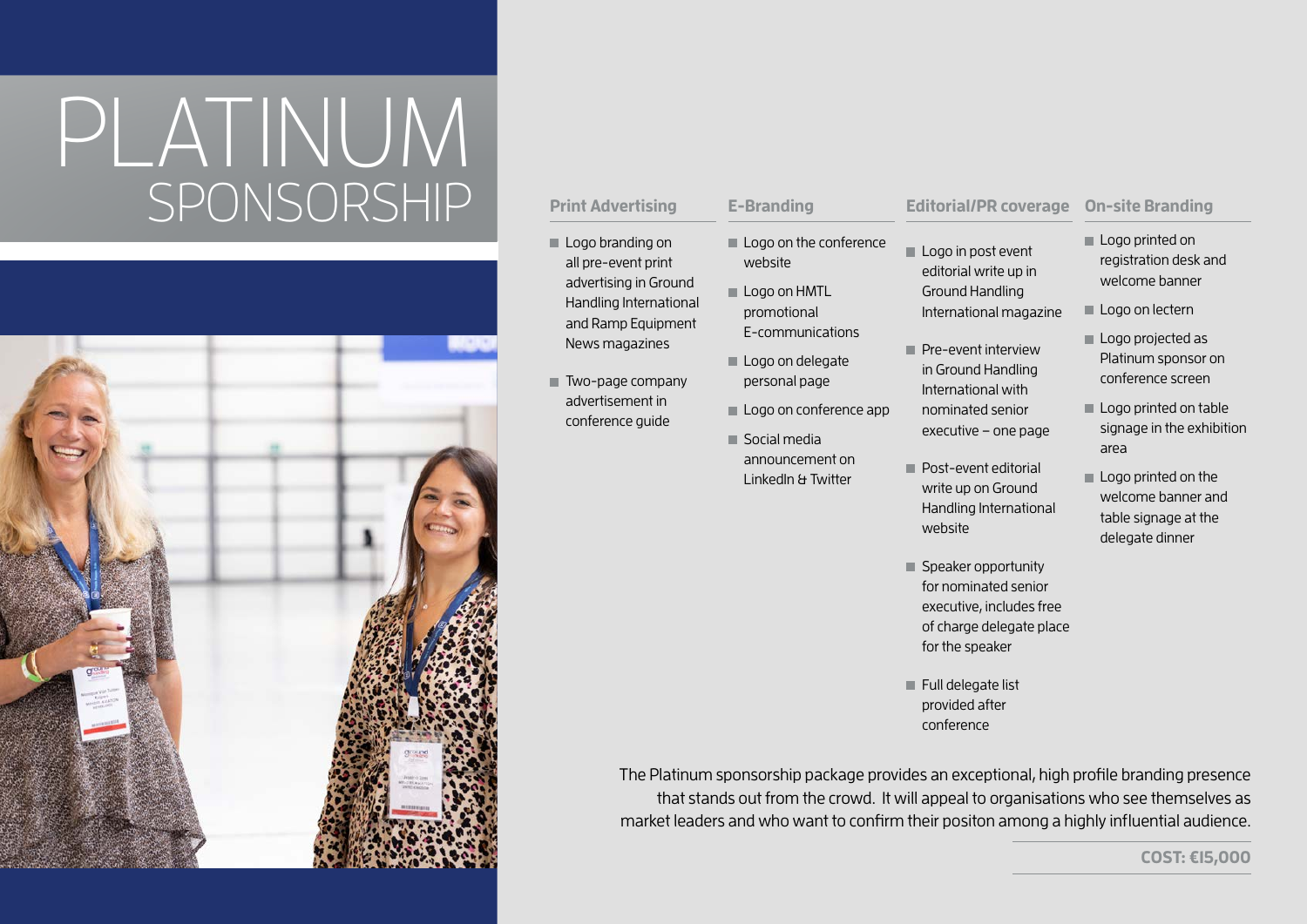# PLATINUM SPONSORSHIP

### Print Advertising

- Logo branding on all pre-event print advertising in Ground Handling International and Ramp Equipment News magazines
- Two-page company advertisement in conference guide

### E-Branding

- Logo on the conference website
- Logo on HMTL promotional E-communications
- Logo on delegate personal page
- Logo on conference app
- Social media announcement on LinkedIn & Twitter

### Editorial/PR coverage

- Logo in post event editorial write up in Ground Handling International magazine
- Pre-event interview in Ground Handling International with nominated senior executive – one page
- Post-event editorial write up on Ground Handling International website
- Speaker opportunity for nominated senior executive, includes free of charge delegate place for the speaker
- Full delegate list provided after conference

### On-site Branding

- Logo printed on registration desk and welcome banner
- Logo on lectern
- Logo projected as Platinum sponsor on conference screen
- Logo printed on table signage in the exhibition area
- Logo printed on the welcome banner and table signage at the delegate dinner

The Platinum sponsorship package provides an exceptional, high profile branding presence that stands out from the crowd. It will appeal to organisations who see themselves as market leaders and who want to confirm their positon among a highly influential audience.

**COST: €15,000**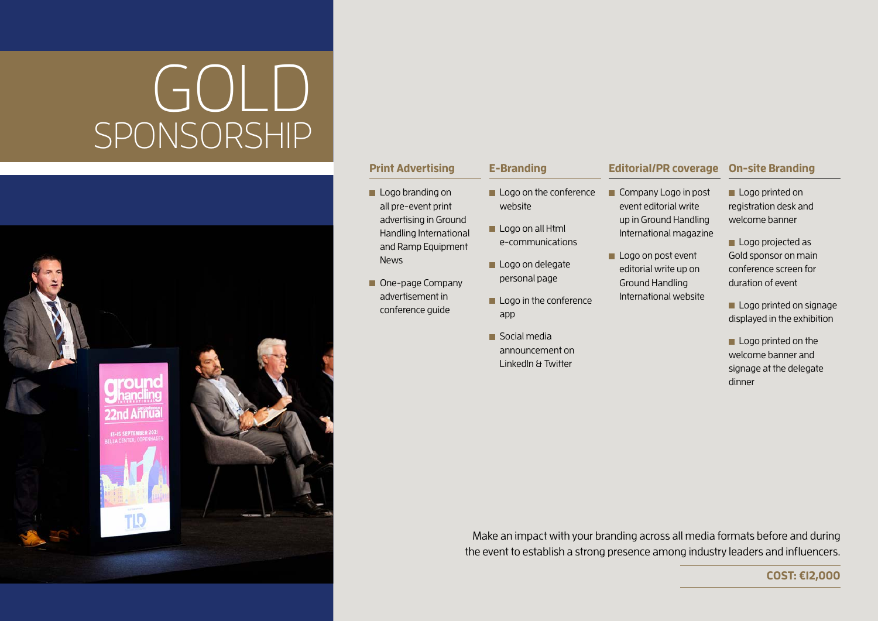# GOLD SPONSORSHIP

### Print Advertising

- Logo branding on all pre-event print advertising in Ground Handling International and Ramp Equipment News
- One-page Company advertisement in conference guide

### E-Branding

- Logo on the conference website
- Logo on all Html e-communications
- Logo on delegate personal page
- Logo in the conference app
- Social media announcement on LinkedIn & Twitter

### Editorial/PR coverage

- Company Logo in post event editorial write up in Ground Handling International magazine
- Logo on post event editorial write up on Ground Handling International website

### On-site Branding

- Logo printed on registration desk and welcome banner
- Logo projected as Gold sponsor on main conference screen for duration of event
- Logo printed on signage displayed in the exhibition
- Logo printed on the welcome banner and signage at the delegate dinner

Make an impact with your branding across all media formats before and during the event to establish a strong presence among industry leaders and influencers.

**COST: €12,000**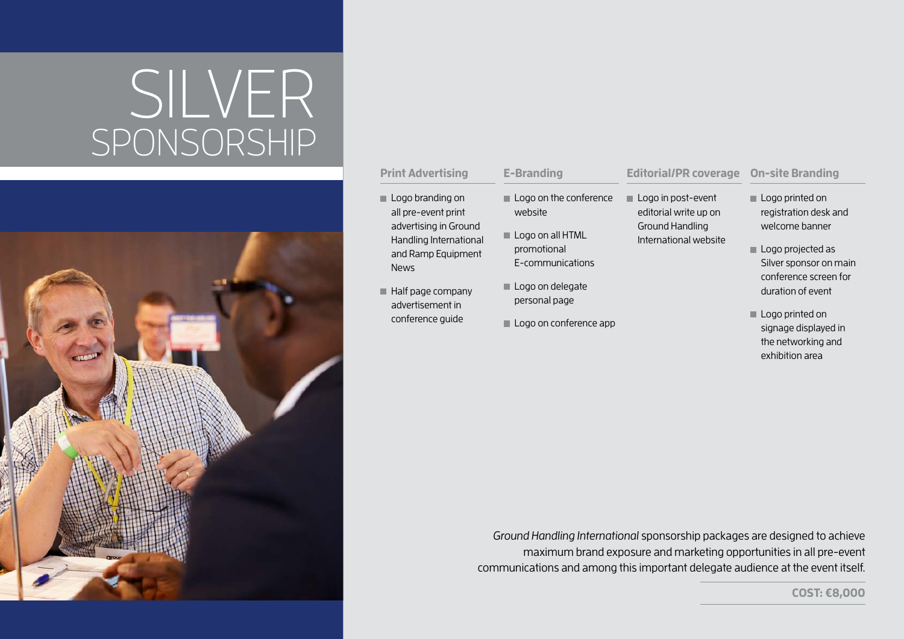# SILVER SPONSORSHIP

### Print Advertising

- Logo branding on all pre-event print advertising in Ground Handling International and Ramp Equipment News
- Half page company advertisement in conference guide

### E-Branding

- Logo on the conference website
- Logo on all HTML promotional E-communications
- Logo on delegate personal page
- Logo on conference app

### Editorial/PR coverage

- Logo in post-event editorial write up on Ground Handling International website

### On-site Branding

- Logo printed on registration desk and welcome banner
- Logo projected as Silver sponsor on main conference screen for duration of event
- Logo printed on signage displayed in the networking and exhibition area

*Ground Handling International* sponsorship packages are designed to achieve maximum brand exposure and marketing opportunities in all pre-event communications and among this important delegate audience at the event itself.

**COST: €8,000**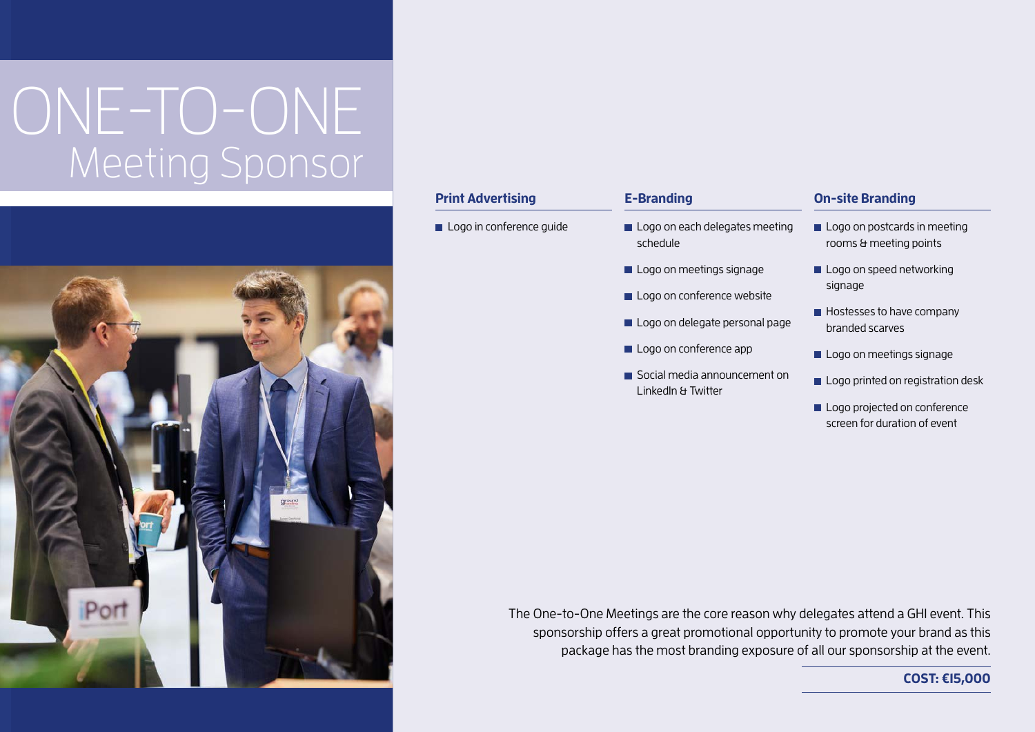# ONE-TO-ONE
## Meeting Sponsor

### Print Advertising

- Logo in conference guide

### E-Branding

- Logo on each delegates meeting schedule
- Logo on meetings signage
- Logo on conference website
- Logo on delegate personal page
- Logo on conference app
- Social media announcement on LinkedIn & Twitter

### On-site Branding

- Logo on postcards in meeting rooms & meeting points
- Logo on speed networking signage
- Hostesses to have company branded scarves
- Logo on meetings signage
- Logo printed on registration desk
- Logo projected on conference screen for duration of event

The One-to-One Meetings are the core reason why delegates attend a GHI event. This sponsorship offers a great promotional opportunity to promote your brand as this package has the most branding exposure of all our sponsorship at the event.

**COST: €15,000**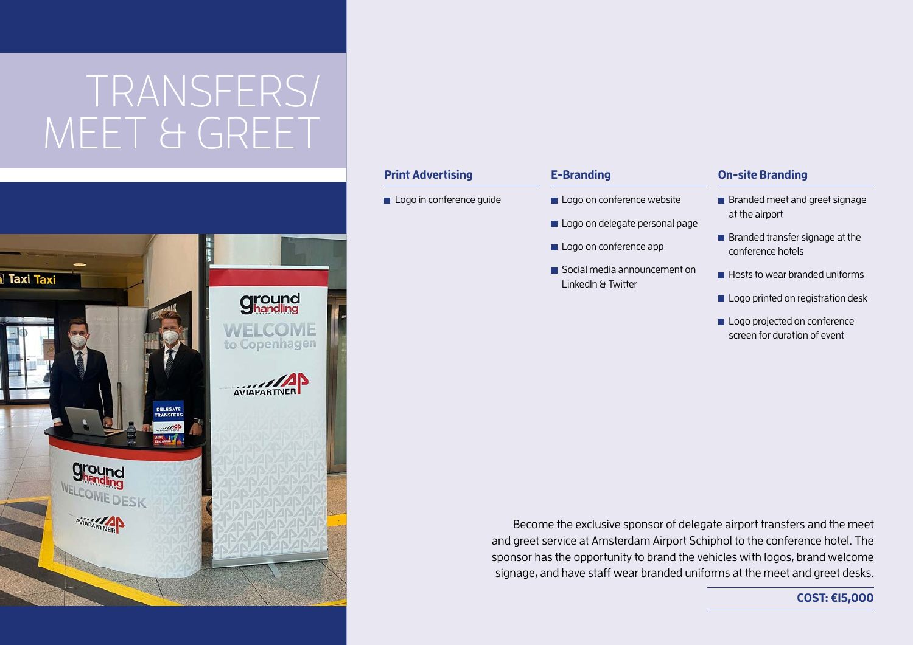# TRANSFERS/ MEET & GREET

### Print Advertising

- Logo in conference guide

### E-Branding

- Logo on conference website
- Logo on delegate personal page
- Logo on conference app
- Social media announcement on LinkedIn & Twitter

### On-site Branding

- Branded meet and greet signage at the airport
- Branded transfer signage at the conference hotels
- Hosts to wear branded uniforms
- Logo printed on registration desk
- Logo projected on conference screen for duration of event

Become the exclusive sponsor of delegate airport transfers and the meet and greet service at Amsterdam Airport Schiphol to the conference hotel. The sponsor has the opportunity to brand the vehicles with logos, brand welcome signage, and have staff wear branded uniforms at the meet and greet desks.

**COST: €15,000**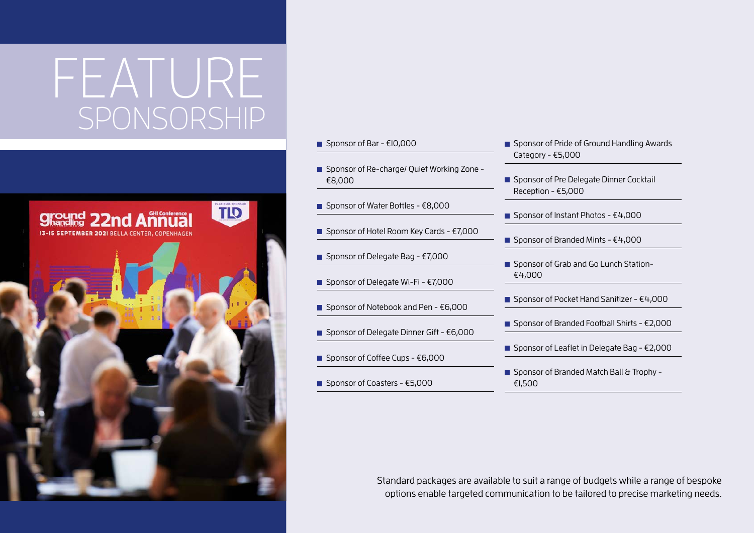# FEATURE SPONSORSHIP

- Sponsor of Bar - €10,000
- Sponsor of Re-charge/ Quiet Working Zone - €8,000
- Sponsor of Water Bottles - €8,000
- Sponsor of Hotel Room Key Cards - €7,000
- Sponsor of Delegate Bag - €7,000
- Sponsor of Delegate Wi-Fi - €7,000
- Sponsor of Notebook and Pen - €6,000
- Sponsor of Delegate Dinner Gift - €6,000
- Sponsor of Coffee Cups - €6,000
- Sponsor of Coasters - €5,000
- Sponsor of Pride of Ground Handling Awards Category - €5,000
- Sponsor of Pre Delegate Dinner Cocktail Reception - €5,000
- Sponsor of Instant Photos - €4,000
- Sponsor of Branded Mints - €4,000
- Sponsor of Grab and Go Lunch Station- €4,000
- Sponsor of Pocket Hand Sanitizer - €4,000
- Sponsor of Branded Football Shirts - €2,000
- Sponsor of Leaflet in Delegate Bag - €2,000
- Sponsor of Branded Match Ball & Trophy - €1,500

Standard packages are available to suit a range of budgets while a range of bespoke options enable targeted communication to be tailored to precise marketing needs.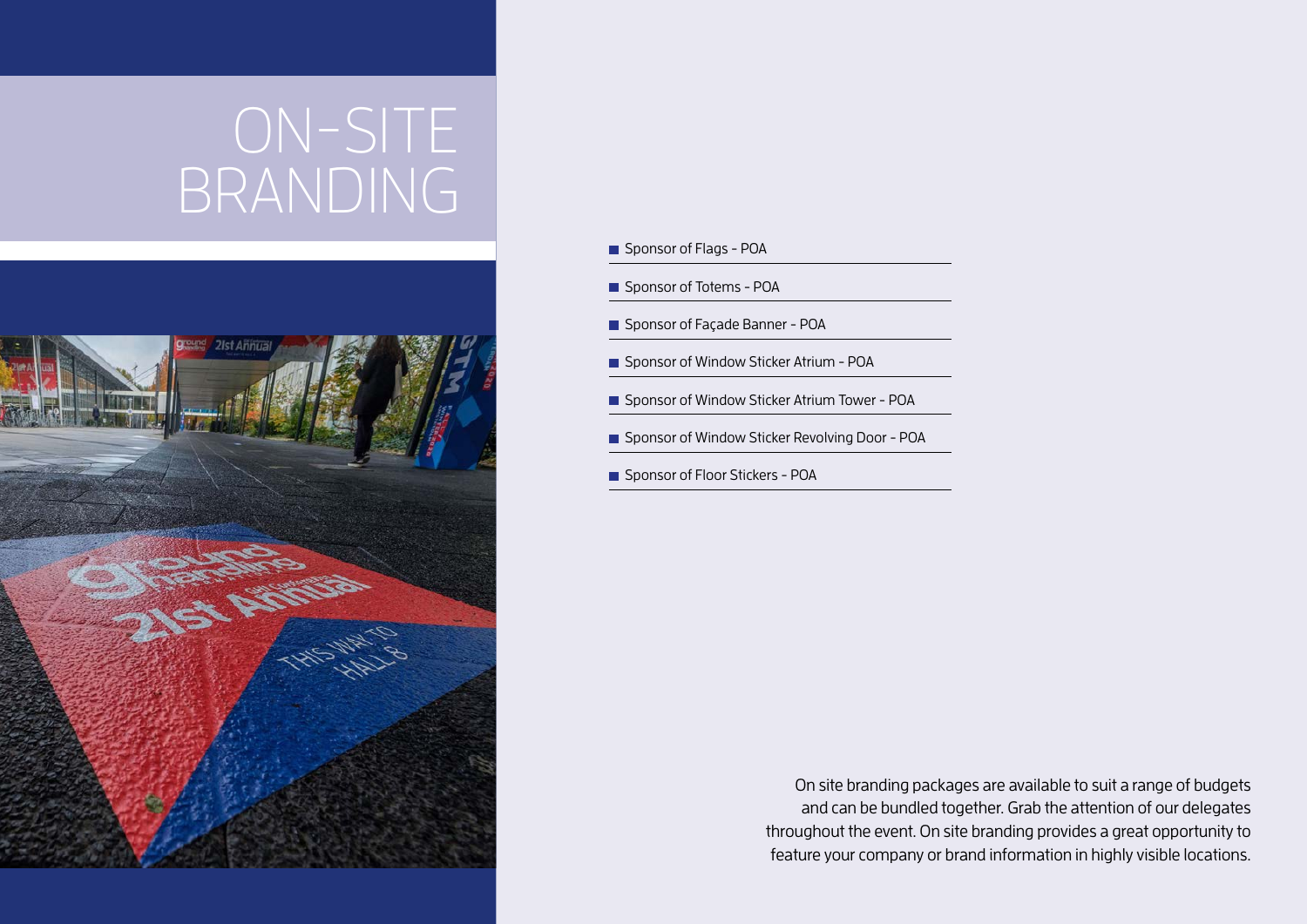# ON-SITE BRANDING

- Sponsor of Flags - POA
- Sponsor of Totems - POA
- Sponsor of Façade Banner - POA
- Sponsor of Window Sticker Atrium - POA
- Sponsor of Window Sticker Atrium Tower - POA
- Sponsor of Window Sticker Revolving Door - POA
- Sponsor of Floor Stickers - POA

On site branding packages are available to suit a range of budgets and can be bundled together. Grab the attention of our delegates throughout the event. On site branding provides a great opportunity to feature your company or brand information in highly visible locations.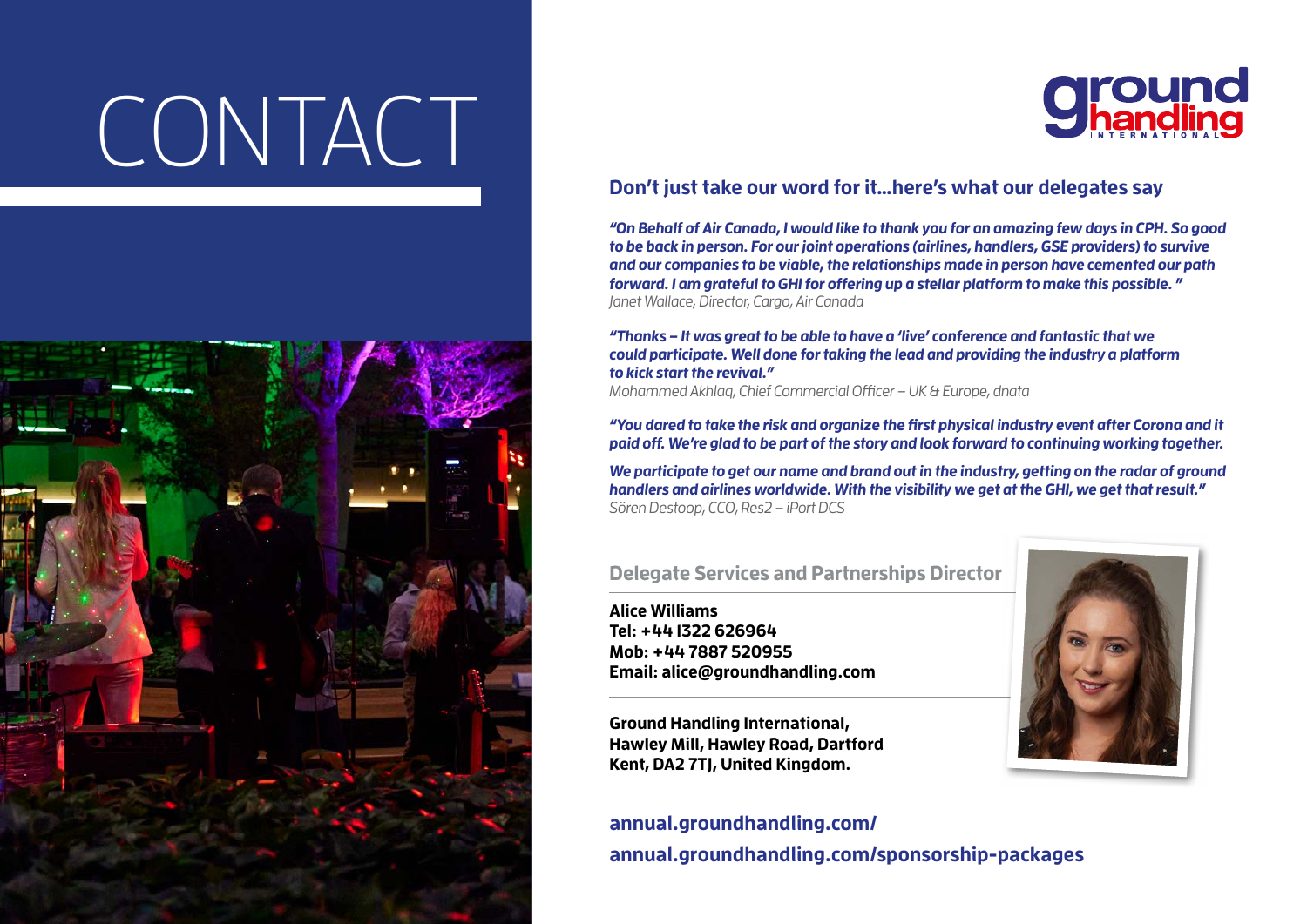# CONTACT

**Don't just take our word for it...here's what our delegates say**

***"On Behalf of Air Canada, I would like to thank you for an amazing few days in CPH. So good to be back in person. For our joint operations (airlines, handlers, GSE providers) to survive and our companies to be viable, the relationships made in person have cemented our path forward. I am grateful to GHI for offering up a stellar platform to make this possible. "***
*Janet Wallace, Director, Cargo, Air Canada*

***"Thanks – It was great to be able to have a 'live' conference and fantastic that we could participate. Well done for taking the lead and providing the industry a platform to kick start the revival."***
*Mohammed Akhlaq, Chief Commercial Officer – UK & Europe, dnata*

***"You dared to take the risk and organize the first physical industry event after Corona and it paid off. We're glad to be part of the story and look forward to continuing working together.***

***We participate to get our name and brand out in the industry, getting on the radar of ground handlers and airlines worldwide. With the visibility we get at the GHI, we get that result."***
*Sören Destoop, CCO, Res2 – iPort DCS*

## Delegate Services and Partnerships Director

**Alice Williams**
**Tel: +44 1322 626964**
**Mob: +44 7887 520955**
**Email: alice@groundhandling.com**

**Ground Handling International,**
**Hawley Mill, Hawley Road, Dartford**
**Kent, DA2 7TJ, United Kingdom.**

**annual.groundhandling.com/**

**annual.groundhandling.com/sponsorship-packages**